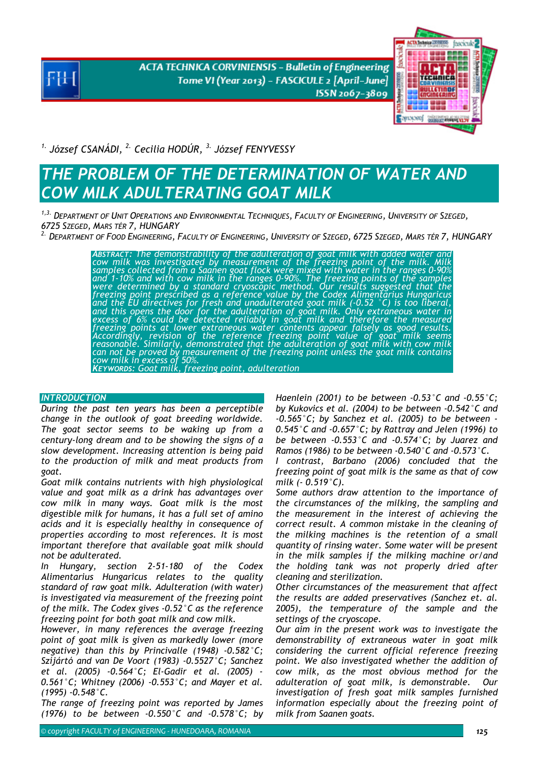[1.] József CSANÁDI, [2.] Cecilia HODÚR, [3.] József FENYVESSY

# THE PROBLEM OF THE DETERMINATION OF WATER AND COW MILK ADULTERATING GOAT MILK

[1,3.] DEPARTMENT OF UNIT OPERATIONS AND ENVIRONMENTAL TECHNIQUES, FACULTY OF ENGINEERING, UNIVERSITY OF SZEGED, 6725 SZEGED, MARS TÉR 7, HUNGARY
[2.] DEPARTMENT OF FOOD ENGINEERING, FACULTY OF ENGINEERING, UNIVERSITY OF SZEGED, 6725 SZEGED, MARS TÉR 7, HUNGARY

**ABSTRACT:** *The demonstrability of the adulteration of goat milk with added water and cow milk was investigated by measurement of the freezing point of the milk. Milk samples collected from a Saanen goat flock were mixed with water in the ranges 0-90% and 1-10% and with cow milk in the ranges 0-90%. The freezing points of the samples were determined by a standard cryoscopic method. Our results suggested that the freezing point prescribed as a reference value by the Codex Alimentarius Hungaricus and the EU directives for fresh and unadulterated goat milk (-0.52 °C) is too liberal, and this opens the door for the adulteration of goat milk. Only extraneous water in excess of 6% could be detected reliably in goat milk and therefore the measured freezing points at lower extraneous water contents appear falsely as good results. Accordingly, revision of the reference freezing point value of goat milk seems reasonable. Similarly, demonstrated that the adulteration of goat milk with cow milk can not be proved by measurement of the freezing point unless the goat milk contains cow milk in excess of 50%.*

**KEYWORDS:** *Goat milk, freezing point, adulteration*

## INTRODUCTION

During the past ten years has been a perceptible change in the outlook of goat breeding worldwide. The goat sector seems to be waking up from a century-long dream and to be showing the signs of a slow development. Increasing attention is being paid to the production of milk and meat products from goat.

Goat milk contains nutrients with high physiological value and goat milk as a drink has advantages over cow milk in many ways. Goat milk is the most digestible milk for humans, it has a full set of amino acids and it is especially healthy in consequence of properties according to most references. It is most important therefore that available goat milk should not be adulterated.

In Hungary, section 2-51-180 of the Codex Alimentarius Hungaricus relates to the quality standard of raw goat milk. Adulteration (with water) is investigated via measurement of the freezing point of the milk. The Codex gives -0.52°C as the reference freezing point for both goat milk and cow milk.

However, in many references the average freezing point of goat milk is given as markedly lower (more negative) than this by Princivalle (1948) -0.582°C; Szíjártó and van De Voort (1983) -0.5527°C; Sanchez et al. (2005) -0.564°C; El-Gadir et al. (2005) -0.561°C; Whitney (2006) -0.553°C; and Mayer et al. (1995) -0.548°C.

The range of freezing point was reported by James (1976) to be between -0.550°C and -0.578°C; by Haenlein (2001) to be between -0.53°C and -0.55°C; by Kukovics et al. (2004) to be between -0.542°C and -0.565°C; by Sanchez et al. (2005) to be between -0.545°C and -0.657°C; by Rattray and Jelen (1996) to be between -0.553°C and -0.574°C; by Juarez and Ramos (1986) to be between -0.540°C and -0.573°C.

I contrast, Barbano (2006) concluded that the freezing point of goat milk is the same as that of cow milk (- 0.519°C).

Some authors draw attention to the importance of the circumstances of the milking, the sampling and the measurement in the interest of achieving the correct result. A common mistake in the cleaning of the milking machines is the retention of a small quantity of rinsing water. Some water will be present in the milk samples if the milking machine or/and the holding tank was not properly dried after cleaning and sterilization.

Other circumstances of the measurement that affect the results are added preservatives (Sanchez et. al. 2005), the temperature of the sample and the settings of the cryoscope.

Our aim in the present work was to investigate the demonstrability of extraneous water in goat milk considering the current official reference freezing point. We also investigated whether the addition of cow milk, as the most obvious method for the adulteration of goat milk, is demonstrable. Our investigation of fresh goat milk samples furnished information especially about the freezing point of milk from Saanen goats.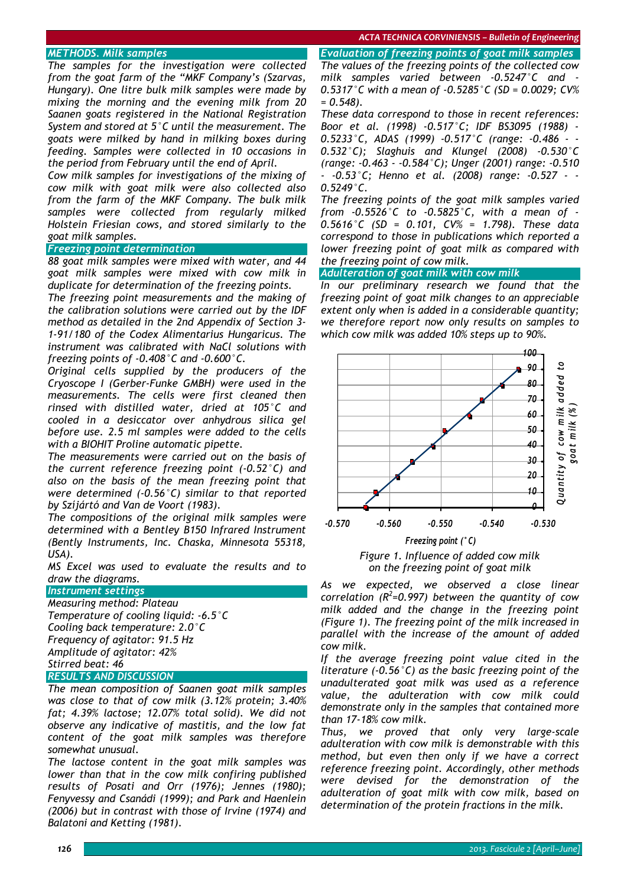### METHODS. Milk samples

*The samples for the investigation were collected from the goat farm of the "MKF Company's (Szarvas, Hungary). One litre bulk milk samples were made by mixing the morning and the evening milk from 20 Saanen goats registered in the National Registration System and stored at 5°C until the measurement. The goats were milked by hand in milking boxes during feeding. Samples were collected in 10 occasions in the period from February until the end of April.*

*Cow milk samples for investigations of the mixing of cow milk with goat milk were also collected also from the farm of the MKF Company. The bulk milk samples were collected from regularly milked Holstein Friesian cows, and stored similarly to the goat milk samples.*

### Freezing point determination

*88 goat milk samples were mixed with water, and 44 goat milk samples were mixed with cow milk in duplicate for determination of the freezing points.*

*The freezing point measurements and the making of the calibration solutions were carried out by the IDF method as detailed in the 2nd Appendix of Section 3-1-91/180 of the Codex Alimentarius Hungaricus. The instrument was calibrated with NaCl solutions with freezing points of -0.408°C and -0.600°C.*

*Original cells supplied by the producers of the Cryoscope I (Gerber-Funke GMBH) were used in the measurements. The cells were first cleaned then rinsed with distilled water, dried at 105°C and cooled in a desiccator over anhydrous silica gel before use. 2.5 ml samples were added to the cells with a BIOHIT Proline automatic pipette.*

*The measurements were carried out on the basis of the current reference freezing point (-0.52°C) and also on the basis of the mean freezing point that were determined (-0.56°C) similar to that reported by Szijártó and Van de Voort (1983).*

*The compositions of the original milk samples were determined with a Bentley B150 Infrared Instrument (Bently Instruments, Inc. Chaska, Minnesota 55318, USA).*

*MS Excel was used to evaluate the results and to draw the diagrams.*

### Instrument settings

*Measuring method: Plateau*
*Temperature of cooling liquid: -6.5°C*
*Cooling back temperature: 2.0°C*
*Frequency of agitator: 91.5 Hz*
*Amplitude of agitator: 42%*
*Stirred beat: 46*

### RESULTS AND DISCUSSION

*The mean composition of Saanen goat milk samples was close to that of cow milk (3.12% protein; 3.40% fat; 4.39% lactose; 12.07% total solid). We did not observe any indicative of mastitis, and the low fat content of the goat milk samples was therefore somewhat unusual.*

*The lactose content in the goat milk samples was lower than that in the cow milk confiring published results of Posati and Orr (1976); Jennes (1980); Fenyvessy and Csanádi (1999); and Park and Haenlein (2006) but in contrast with those of Irvine (1974) and Balatoni and Ketting (1981).*

### Evaluation of freezing points of goat milk samples

*The values of the freezing points of the collected cow milk samples varied between -0.5247°C and -0.5317°C with a mean of -0.5285°C (SD = 0.0029; CV% = 0.548).*

*These data correspond to those in recent references: Boor et al. (1998) -0.517°C; IDF BS3095 (1988) -0.5233°C, ADAS (1999) -0.517°C (range: -0.486 - -0.532°C); Slaghuis and Klungel (2008) -0.530°C (range: -0.463 - -0.584°C); Unger (2001) range: -0.510 - -0.53°C; Henno et al. (2008) range: -0.527 - -0.5249°C.*

*The freezing points of the goat milk samples varied from -0.5526°C to -0.5825°C, with a mean of -0.5616°C (SD = 0.101, CV% = 1.798). These data correspond to those in publications which reported a lower freezing point of goat milk as compared with the freezing point of cow milk.*

### Adulteration of goat milk with cow milk

*In our preliminary research we found that the freezing point of goat milk changes to an appreciable extent only when is added in a considerable quantity; we therefore report now only results on samples to which cow milk was added 10% steps up to 90%.*

*Figure 1. Influence of added cow milk on the freezing point of goat milk*

*As we expected, we observed a close linear correlation ($R^2$=0.997) between the quantity of cow milk added and the change in the freezing point (Figure 1). The freezing point of the milk increased in parallel with the increase of the amount of added cow milk.*

*If the average freezing point value cited in the literature (-0.56°C) as the basic freezing point of the unadulterated goat milk was used as a reference value, the adulteration with cow milk could demonstrate only in the samples that contained more than 17-18% cow milk.*

*Thus, we proved that only very large-scale adulteration with cow milk is demonstrable with this method, but even then only if we have a correct reference freezing point. Accordingly, other methods were devised for the demonstration of the adulteration of goat milk with cow milk, based on determination of the protein fractions in the milk.*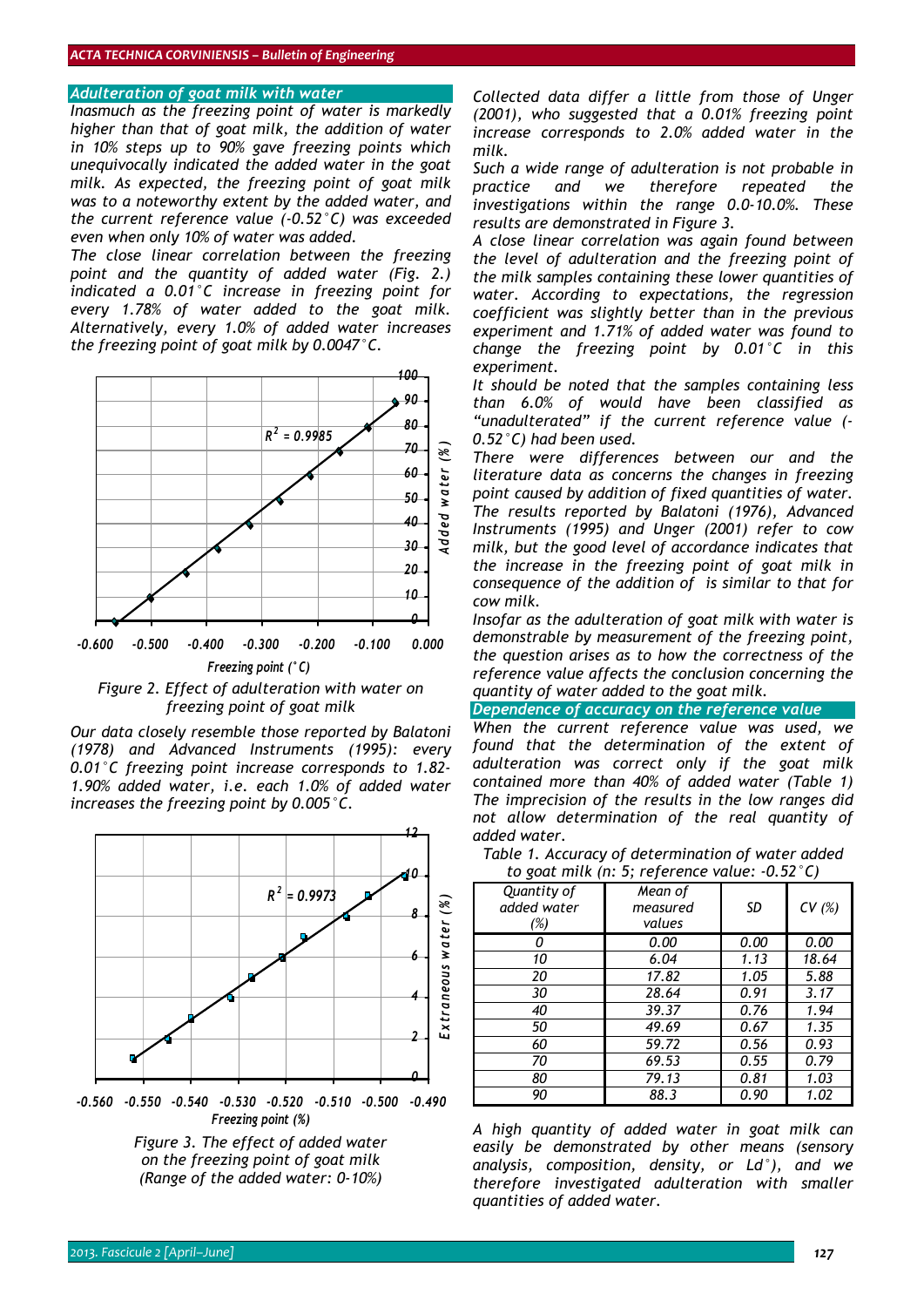### Adulteration of goat milk with water

*Inasmuch as the freezing point of water is markedly higher than that of goat milk, the addition of water in 10% steps up to 90% gave freezing points which unequivocally indicated the added water in the goat milk. As expected, the freezing point of goat milk was to a noteworthy extent by the added water, and the current reference value (-0.52˚C) was exceeded even when only 10% of water was added.*

*The close linear correlation between the freezing point and the quantity of added water (Fig. 2.) indicated a 0.01˚C increase in freezing point for every 1.78% of water added to the goat milk. Alternatively, every 1.0% of added water increases the freezing point of goat milk by 0.0047˚C.*

*Figure 2. Effect of adulteration with water on freezing point of goat milk*

*Our data closely resemble those reported by Balatoni (1978) and Advanced Instruments (1995): every 0.01˚C freezing point increase corresponds to 1.82-1.90% added water, i.e. each 1.0% of added water increases the freezing point by 0.005˚C.*

*Figure 3. The effect of added water on the freezing point of goat milk (Range of the added water: 0-10%)*

*Collected data differ a little from those of Unger (2001), who suggested that a 0.01% freezing point increase corresponds to 2.0% added water in the milk.*

*Such a wide range of adulteration is not probable in practice and we therefore repeated the investigations within the range 0.0-10.0%. These results are demonstrated in Figure 3.*

*A close linear correlation was again found between the level of adulteration and the freezing point of the milk samples containing these lower quantities of water. According to expectations, the regression coefficient was slightly better than in the previous experiment and 1.71% of added water was found to change the freezing point by 0.01˚C in this experiment.*

*It should be noted that the samples containing less than 6.0% of would have been classified as "unadulterated" if the current reference value (-0.52˚C) had been used.*

*There were differences between our and the literature data as concerns the changes in freezing point caused by addition of fixed quantities of water. The results reported by Balatoni (1976), Advanced Instruments (1995) and Unger (2001) refer to cow milk, but the good level of accordance indicates that the increase in the freezing point of goat milk in consequence of the addition of is similar to that for cow milk.*

*Insofar as the adulteration of goat milk with water is demonstrable by measurement of the freezing point, the question arises as to how the correctness of the reference value affects the conclusion concerning the quantity of water added to the goat milk.*

### Dependence of accuracy on the reference value

*When the current reference value was used, we found that the determination of the extent of adulteration was correct only if the goat milk contained more than 40% of added water (Table 1) The imprecision of the results in the low ranges did not allow determination of the real quantity of added water.*

*Table 1. Accuracy of determination of water added to goat milk (n: 5; reference value: -0.52˚C)*

| Quantity of added water (%) | Mean of measured values | SD | CV (%) |
|---|---|---|---|
| 0 | 0.00 | 0.00 | 0.00 |
| 10 | 6.04 | 1.13 | 18.64 |
| 20 | 17.82 | 1.05 | 5.88 |
| 30 | 28.64 | 0.91 | 3.17 |
| 40 | 39.37 | 0.76 | 1.94 |
| 50 | 49.69 | 0.67 | 1.35 |
| 60 | 59.72 | 0.56 | 0.93 |
| 70 | 69.53 | 0.55 | 0.79 |
| 80 | 79.13 | 0.81 | 1.03 |
| 90 | 88.3 | 0.90 | 1.02 |

*A high quantity of added water in goat milk can easily be demonstrated by other means (sensory analysis, composition, density, or Ld˚), and we therefore investigated adulteration with smaller quantities of added water.*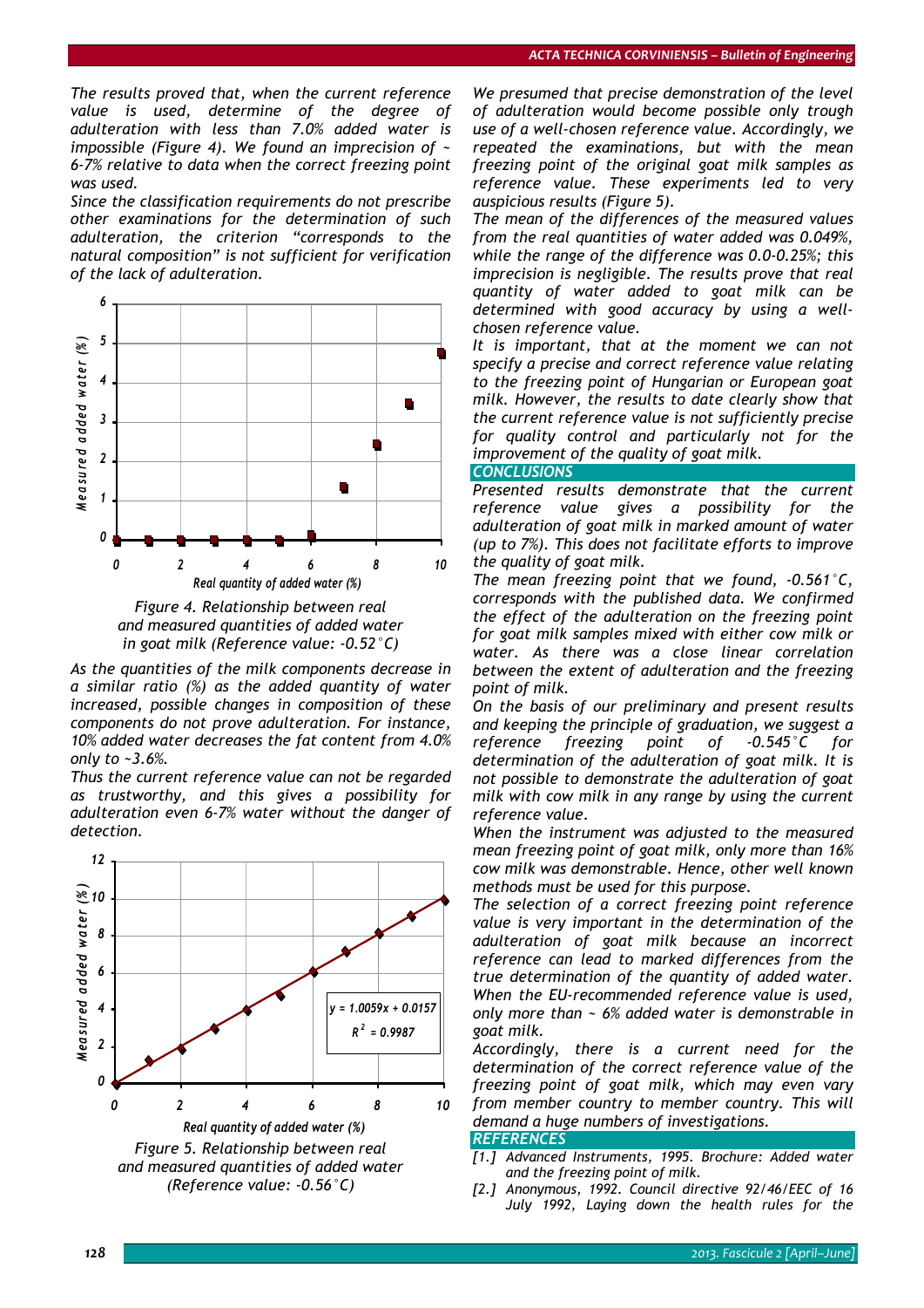The results proved that, when the current reference value is used, determine of the degree of adulteration with less than 7.0% added water is impossible (Figure 4). We found an imprecision of ~ 6-7% relative to data when the correct freezing point was used.

Since the classification requirements do not prescribe other examinations for the determination of such adulteration, the criterion "corresponds to the natural composition" is not sufficient for verification of the lack of adulteration.

Figure 4. Relationship between real and measured quantities of added water in goat milk (Reference value: -0.52°C)

As the quantities of the milk components decrease in a similar ratio (%) as the added quantity of water increased, possible changes in composition of these components do not prove adulteration. For instance, 10% added water decreases the fat content from 4.0% only to ~3.6%.

Thus the current reference value can not be regarded as trustworthy, and this gives a possibility for adulteration even 6-7% water without the danger of detection.

Figure 5. Relationship between real and measured quantities of added water (Reference value: -0.56°C)

We presumed that precise demonstration of the level of adulteration would become possible only trough use of a well-chosen reference value. Accordingly, we repeated the examinations, but with the mean freezing point of the original goat milk samples as reference value. These experiments led to very auspicious results (Figure 5).

The mean of the differences of the measured values from the real quantities of water added was 0.049%, while the range of the difference was 0.0-0.25%; this imprecision is negligible. The results prove that real quantity of water added to goat milk can be determined with good accuracy by using a well-chosen reference value.

It is important, that at the moment we can not specify a precise and correct reference value relating to the freezing point of Hungarian or European goat milk. However, the results to date clearly show that the current reference value is not sufficiently precise for quality control and particularly not for the improvement of the quality of goat milk.

## CONCLUSIONS

Presented results demonstrate that the current reference value gives a possibility for the adulteration of goat milk in marked amount of water (up to 7%). This does not facilitate efforts to improve the quality of goat milk.

The mean freezing point that we found, -0.561°C, corresponds with the published data. We confirmed the effect of the adulteration on the freezing point for goat milk samples mixed with either cow milk or water. As there was a close linear correlation between the extent of adulteration and the freezing point of milk.

On the basis of our preliminary and present results and keeping the principle of graduation, we suggest a reference freezing point of -0.545°C for determination of the adulteration of goat milk. It is not possible to demonstrate the adulteration of goat milk with cow milk in any range by using the current reference value.

When the instrument was adjusted to the measured mean freezing point of goat milk, only more than 16% cow milk was demonstrable. Hence, other well known methods must be used for this purpose.

The selection of a correct freezing point reference value is very important in the determination of the adulteration of goat milk because an incorrect reference can lead to marked differences from the true determination of the quantity of added water. When the EU-recommended reference value is used, only more than ~ 6% added water is demonstrable in goat milk.

Accordingly, there is a current need for the determination of the correct reference value of the freezing point of goat milk, which may even vary from member country to member country. This will demand a huge numbers of investigations.

## REFERENCES

[1.] Advanced Instruments, 1995. Brochure: Added water and the freezing point of milk.

[2.] Anonymous, 1992. Council directive 92/46/EEC of 16 July 1992, Laying down the health rules for the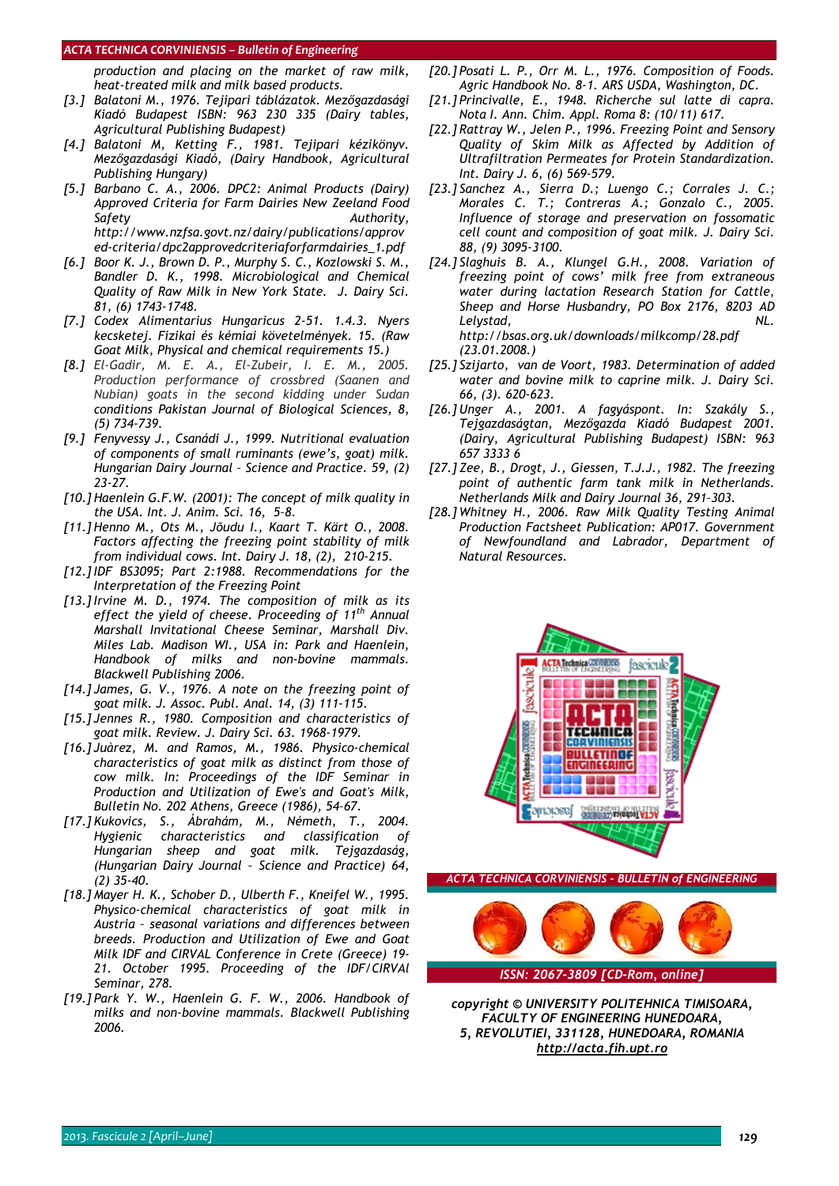production and placing on the market of raw milk, heat-treated milk and milk based products.

[3.] Balatoni M., 1976. Tejipari táblázatok. Mezőgazdasági Kiadó Budapest ISBN: 963 230 335 (Dairy tables, Agricultural Publishing Budapest)

[4.] Balatoni M, Ketting F., 1981. Tejipari kézikönyv. Mezőgazdasági Kiadó, (Dairy Handbook, Agricultural Publishing Hungary)

[5.] Barbano C. A., 2006. DPC2: Animal Products (Dairy) Approved Criteria for Farm Dairies New Zeeland Food Safety Authority, http://www.nzfsa.govt.nz/dairy/publications/approved-criteria/dpc2approvedcriteriaforfarmdairies_1.pdf

[6.] Boor K. J., Brown D. P., Murphy S. C., Kozlowski S. M., Bandler D. K., 1998. Microbiological and Chemical Quality of Raw Milk in New York State. J. Dairy Sci. 81, (6) 1743-1748.

[7.] Codex Alimentarius Hungaricus 2-51. 1.4.3. Nyers kecsketej. Fizikai és kémiai követelmények. 15. (Raw Goat Milk, Physical and chemical requirements 15.)

[8.] El-Gadir, M. E. A., El-Zubeir, I. E. M., 2005. Production performance of crossbred (Saanen and Nubian) goats in the second kidding under Sudan conditions Pakistan Journal of Biological Sciences, 8, (5) 734-739.

[9.] Fenyvessy J., Csanádi J., 1999. Nutritional evaluation of components of small ruminants (ewe's, goat) milk. Hungarian Dairy Journal – Science and Practice. 59, (2) 23-27.

[10.] Haenlein G.F.W. (2001): The concept of milk quality in the USA. Int. J. Anim. Sci. 16, 5–8.

[11.] Henno M., Ots M., Jõudu I., Kaart T. Kärt O., 2008. Factors affecting the freezing point stability of milk from individual cows. Int. Dairy J. 18, (2), 210-215.

[12.] IDF BS3095; Part 2:1988. Recommendations for the Interpretation of the Freezing Point

[13.] Irvine M. D., 1974. The composition of milk as its effect the yield of cheese. Proceeding of 11th Annual Marshall Invitational Cheese Seminar, Marshall Div. Miles Lab. Madison WI., USA in: Park and Haenlein, Handbook of milks and non-bovine mammals. Blackwell Publishing 2006.

[14.] James, G. V., 1976. A note on the freezing point of goat milk. J. Assoc. Publ. Anal. 14, (3) 111-115.

[15.] Jennes R., 1980. Composition and characteristics of goat milk. Review. J. Dairy Sci. 63. 1968-1979.

[16.] Juàrez, M. and Ramos, M., 1986. Physico-chemical characteristics of goat milk as distinct from those of cow milk. In: Proceedings of the IDF Seminar in Production and Utilization of Ewe's and Goat's Milk, Bulletin No. 202 Athens, Greece (1986), 54-67.

[17.] Kukovics, S., Ábrahám, M., Németh, T., 2004. Hygienic characteristics and classification of Hungarian sheep and goat milk. Tejgazdaság, (Hungarian Dairy Journal – Science and Practice) 64, (2) 35-40.

[18.] Mayer H. K., Schober D., Ulberth F., Kneifel W., 1995. Physico-chemical characteristics of goat milk in Austria – seasonal variations and differences between breeds. Production and Utilization of Ewe and Goat Milk IDF and CIRVAL Conference in Crete (Greece) 19-21. October 1995. Proceeding of the IDF/CIRVAl Seminar, 278.

[19.] Park Y. W., Haenlein G. F. W., 2006. Handbook of milks and non-bovine mammals. Blackwell Publishing 2006.

[20.] Posati L. P., Orr M. L., 1976. Composition of Foods. Agric Handbook No. 8-1. ARS USDA, Washington, DC.

[21.] Princivalle, E., 1948. Richerche sul latte di capra. Nota I. Ann. Chim. Appl. Roma 8: (10/11) 617.

[22.] Rattray W., Jelen P., 1996. Freezing Point and Sensory Quality of Skim Milk as Affected by Addition of Ultrafiltration Permeates for Protein Standardization. Int. Dairy J. 6, (6) 569-579.

[23.] Sanchez A., Sierra D.; Luengo C.; Corrales J. C.; Morales C. T.; Contreras A.; Gonzalo C., 2005. Influence of storage and preservation on fossomatic cell count and composition of goat milk. J. Dairy Sci. 88, (9) 3095-3100.

[24.] Slaghuis B. A., Klungel G.H., 2008. Variation of freezing point of cows' milk free from extraneous water during lactation Research Station for Cattle, Sheep and Horse Husbandry, PO Box 2176, 8203 AD Lelystad, NL. http://bsas.org.uk/downloads/milkcomp/28.pdf (23.01.2008.)

[25.] Szijarto, van de Voort, 1983. Determination of added water and bovine milk to caprine milk. J. Dairy Sci. 66, (3). 620-623.

[26.] Unger A., 2001. A fagyáspont. In: Szakály S., Tejgazdaságtan, Mezőgazda Kiadó Budapest 2001. (Dairy, Agricultural Publishing Budapest) ISBN: 963 657 3333 6

[27.] Zee, B., Drogt, J., Giessen, T.J.J., 1982. The freezing point of authentic farm tank milk in Netherlands. Netherlands Milk and Dairy Journal 36, 291–303.

[28.] Whitney H., 2006. Raw Milk Quality Testing Animal Production Factsheet Publication: AP017. Government of Newfoundland and Labrador, Department of Natural Resources.

ACTA TECHNICA CORVINIENSIS – BULLETIN of ENGINEERING

ISSN: 2067-3809 [CD-Rom, online]

copyright © UNIVERSITY POLITEHNICA TIMISOARA, FACULTY OF ENGINEERING HUNEDOARA, 5, REVOLUTIEI, 331128, HUNEDOARA, ROMANIA http://acta.fih.upt.ro